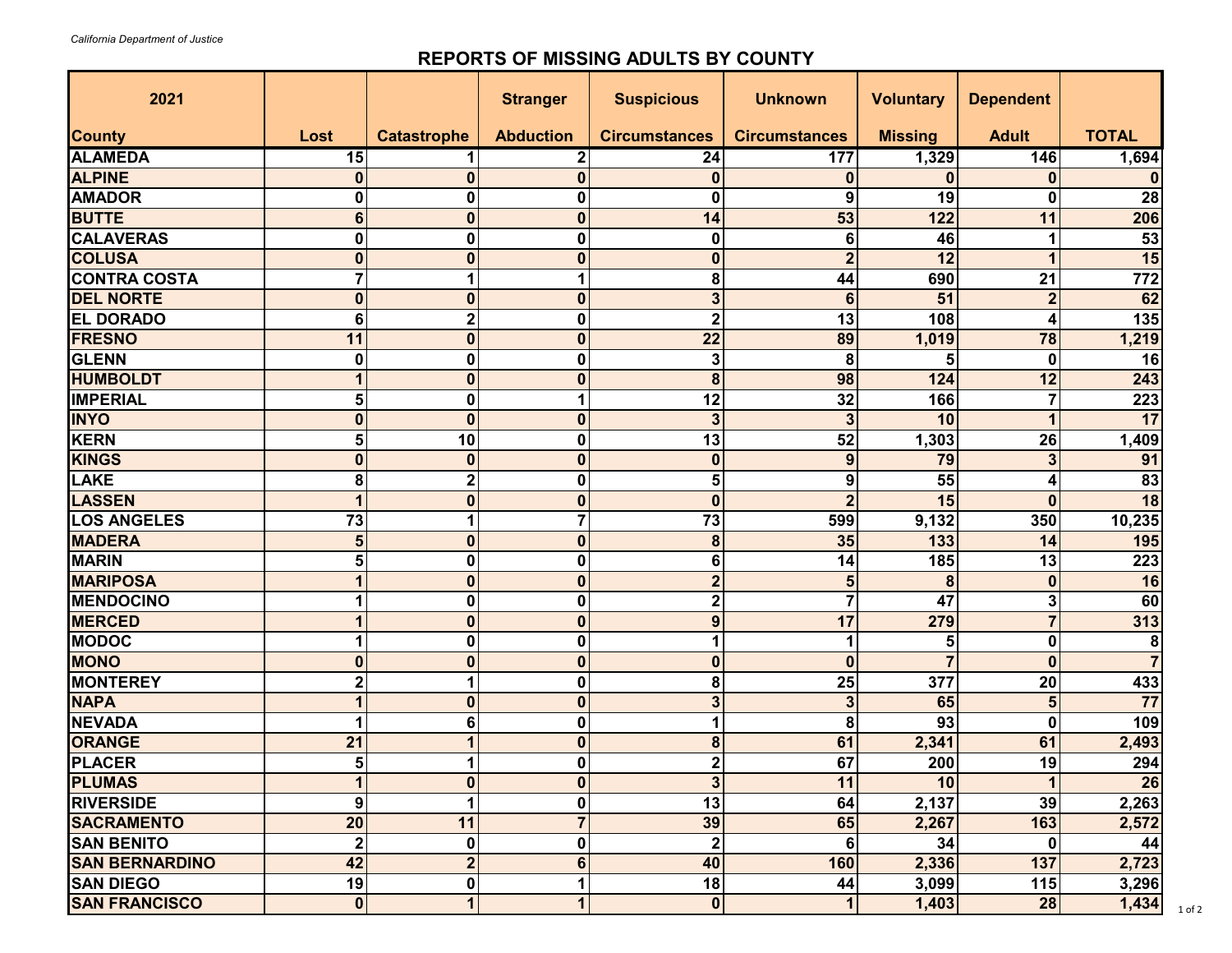*California Department of Justice*

## REPORTS OF MISSING ADULTS BY COUNTY

| 2021<br>County | Lost | Catastrophe | Stranger Abduction | Suspicious Circumstances | Unknown Circumstances | Voluntary Missing | Dependent Adult | TOTAL |
|---|---|---|---|---|---|---|---|---|
| ALAMEDA | 15 | 1 | 2 | 24 | 177 | 1,329 | 146 | 1,694 |
| ALPINE | 0 | 0 | 0 | 0 | 0 | 0 | 0 | 0 |
| AMADOR | 0 | 0 | 0 | 0 | 9 | 19 | 0 | 28 |
| BUTTE | 6 | 0 | 0 | 14 | 53 | 122 | 11 | 206 |
| CALAVERAS | 0 | 0 | 0 | 0 | 6 | 46 | 1 | 53 |
| COLUSA | 0 | 0 | 0 | 0 | 2 | 12 | 1 | 15 |
| CONTRA COSTA | 7 | 1 | 1 | 8 | 44 | 690 | 21 | 772 |
| DEL NORTE | 0 | 0 | 0 | 3 | 6 | 51 | 2 | 62 |
| EL DORADO | 6 | 2 | 0 | 2 | 13 | 108 | 4 | 135 |
| FRESNO | 11 | 0 | 0 | 22 | 89 | 1,019 | 78 | 1,219 |
| GLENN | 0 | 0 | 0 | 3 | 8 | 5 | 0 | 16 |
| HUMBOLDT | 1 | 0 | 0 | 8 | 98 | 124 | 12 | 243 |
| IMPERIAL | 5 | 0 | 1 | 12 | 32 | 166 | 7 | 223 |
| INYO | 0 | 0 | 0 | 3 | 3 | 10 | 1 | 17 |
| KERN | 5 | 10 | 0 | 13 | 52 | 1,303 | 26 | 1,409 |
| KINGS | 0 | 0 | 0 | 0 | 9 | 79 | 3 | 91 |
| LAKE | 8 | 2 | 0 | 5 | 9 | 55 | 4 | 83 |
| LASSEN | 1 | 0 | 0 | 0 | 2 | 15 | 0 | 18 |
| LOS ANGELES | 73 | 1 | 7 | 73 | 599 | 9,132 | 350 | 10,235 |
| MADERA | 5 | 0 | 0 | 8 | 35 | 133 | 14 | 195 |
| MARIN | 5 | 0 | 0 | 6 | 14 | 185 | 13 | 223 |
| MARIPOSA | 1 | 0 | 0 | 2 | 5 | 8 | 0 | 16 |
| MENDOCINO | 1 | 0 | 0 | 2 | 7 | 47 | 3 | 60 |
| MERCED | 1 | 0 | 0 | 9 | 17 | 279 | 7 | 313 |
| MODOC | 1 | 0 | 0 | 1 | 1 | 5 | 0 | 8 |
| MONO | 0 | 0 | 0 | 0 | 0 | 7 | 0 | 7 |
| MONTEREY | 2 | 1 | 0 | 8 | 25 | 377 | 20 | 433 |
| NAPA | 1 | 0 | 0 | 3 | 3 | 65 | 5 | 77 |
| NEVADA | 1 | 6 | 0 | 1 | 8 | 93 | 0 | 109 |
| ORANGE | 21 | 1 | 0 | 8 | 61 | 2,341 | 61 | 2,493 |
| PLACER | 5 | 1 | 0 | 2 | 67 | 200 | 19 | 294 |
| PLUMAS | 1 | 0 | 0 | 3 | 11 | 10 | 1 | 26 |
| RIVERSIDE | 9 | 1 | 0 | 13 | 64 | 2,137 | 39 | 2,263 |
| SACRAMENTO | 20 | 11 | 7 | 39 | 65 | 2,267 | 163 | 2,572 |
| SAN BENITO | 2 | 0 | 0 | 2 | 6 | 34 | 0 | 44 |
| SAN BERNARDINO | 42 | 2 | 6 | 40 | 160 | 2,336 | 137 | 2,723 |
| SAN DIEGO | 19 | 0 | 1 | 18 | 44 | 3,099 | 115 | 3,296 |
| SAN FRANCISCO | 0 | 1 | 1 | 0 | 1 | 1,403 | 28 | 1,434 |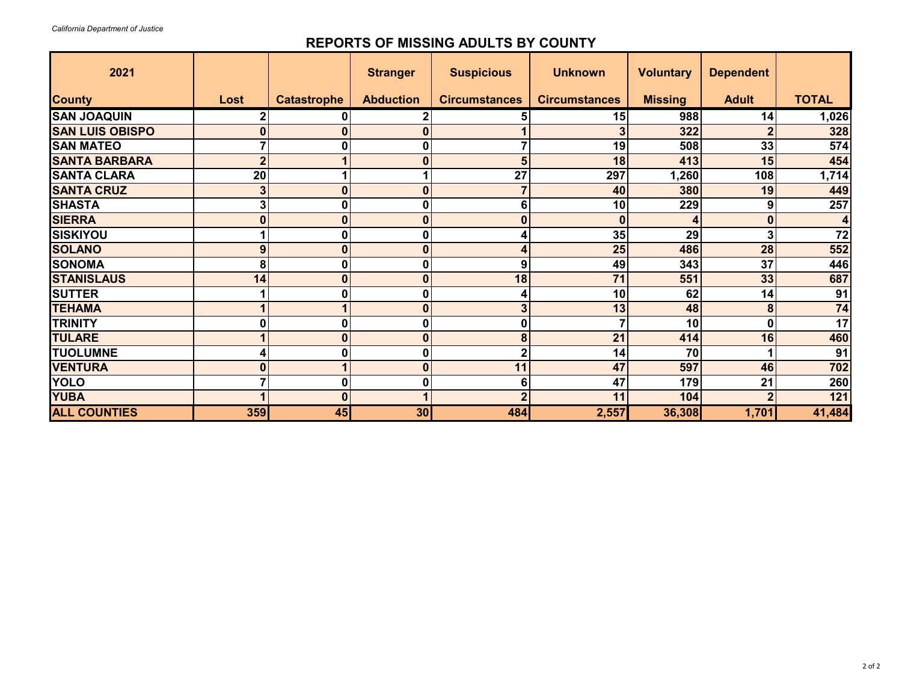*California Department of Justice*

## REPORTS OF MISSING ADULTS BY COUNTY

| 2021<br>County | Lost | Catastrophe | Stranger<br>Abduction | Suspicious<br>Circumstances | Unknown<br>Circumstances | Voluntary<br>Missing | Dependent<br>Adult | TOTAL |
|---|---|---|---|---|---|---|---|---|
| SAN JOAQUIN | 2 | 0 | 2 | 5 | 15 | 988 | 14 | 1,026 |
| SAN LUIS OBISPO | 0 | 0 | 0 | 1 | 3 | 322 | 2 | 328 |
| SAN MATEO | 7 | 0 | 0 | 7 | 19 | 508 | 33 | 574 |
| SANTA BARBARA | 2 | 1 | 0 | 5 | 18 | 413 | 15 | 454 |
| SANTA CLARA | 20 | 1 | 1 | 27 | 297 | 1,260 | 108 | 1,714 |
| SANTA CRUZ | 3 | 0 | 0 | 7 | 40 | 380 | 19 | 449 |
| SHASTA | 3 | 0 | 0 | 6 | 10 | 229 | 9 | 257 |
| SIERRA | 0 | 0 | 0 | 0 | 0 | 4 | 0 | 4 |
| SISKIYOU | 1 | 0 | 0 | 4 | 35 | 29 | 3 | 72 |
| SOLANO | 9 | 0 | 0 | 4 | 25 | 486 | 28 | 552 |
| SONOMA | 8 | 0 | 0 | 9 | 49 | 343 | 37 | 446 |
| STANISLAUS | 14 | 0 | 0 | 18 | 71 | 551 | 33 | 687 |
| SUTTER | 1 | 0 | 0 | 4 | 10 | 62 | 14 | 91 |
| TEHAMA | 1 | 1 | 0 | 3 | 13 | 48 | 8 | 74 |
| TRINITY | 0 | 0 | 0 | 0 | 7 | 10 | 0 | 17 |
| TULARE | 1 | 0 | 0 | 8 | 21 | 414 | 16 | 460 |
| TUOLUMNE | 4 | 0 | 0 | 2 | 14 | 70 | 1 | 91 |
| VENTURA | 0 | 1 | 0 | 11 | 47 | 597 | 46 | 702 |
| YOLO | 7 | 0 | 0 | 6 | 47 | 179 | 21 | 260 |
| YUBA | 1 | 0 | 1 | 2 | 11 | 104 | 2 | 121 |
| ALL COUNTIES | 359 | 45 | 30 | 484 | 2,557 | 36,308 | 1,701 | 41,484 |